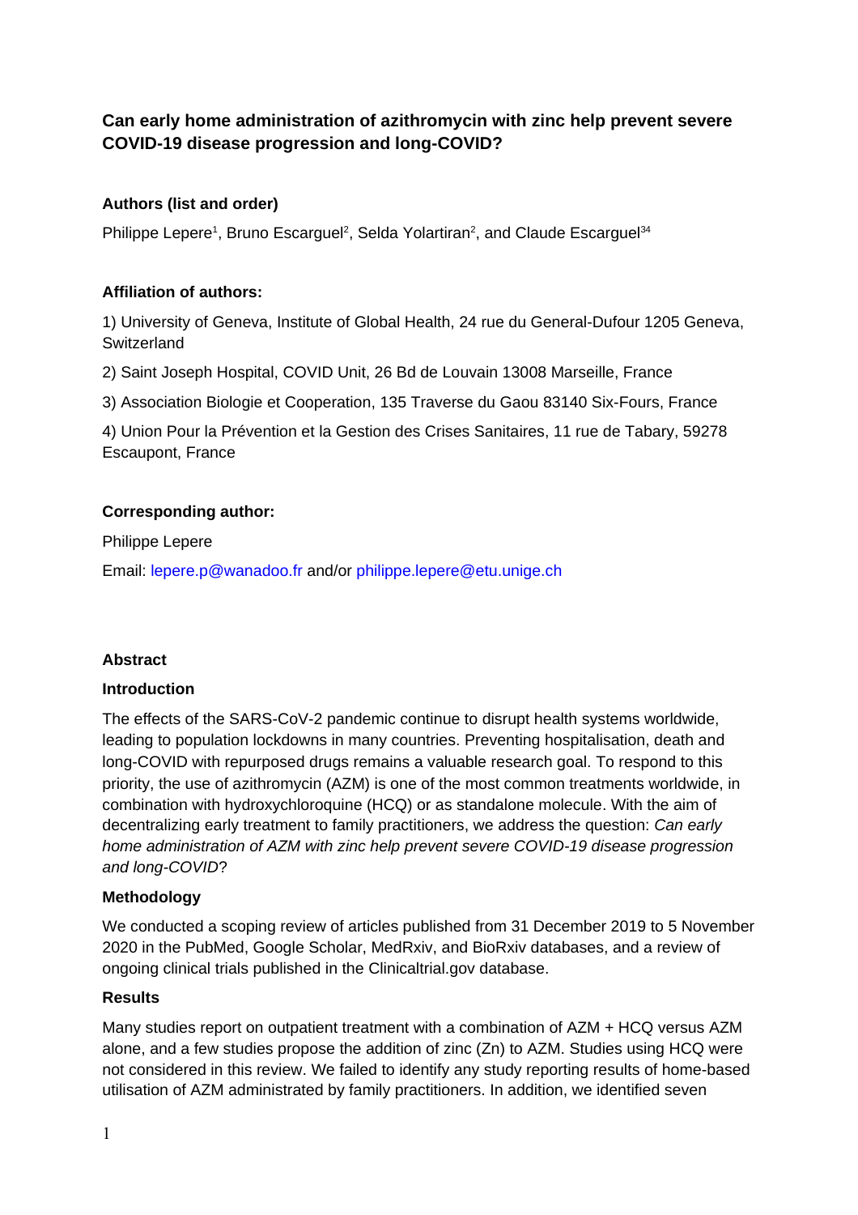# Can early home administration of azithromycin with zinc help prevent severe COVID-19 disease progression and long-COVID?

**Authors (list and order)**

Philippe Lepere[1], Bruno Escarguel[2], Selda Yolartiran[2], and Claude Escarguel[34]

**Affiliation of authors:**

1) University of Geneva, Institute of Global Health, 24 rue du General-Dufour 1205 Geneva, Switzerland

2) Saint Joseph Hospital, COVID Unit, 26 Bd de Louvain 13008 Marseille, France

3) Association Biologie et Cooperation, 135 Traverse du Gaou 83140 Six-Fours, France

4) Union Pour la Prévention et la Gestion des Crises Sanitaires, 11 rue de Tabary, 59278 Escaupont, France

**Corresponding author:**

Philippe Lepere

Email: lepere.p@wanadoo.fr and/or philippe.lepere@etu.unige.ch

## Abstract

### Introduction

The effects of the SARS-CoV-2 pandemic continue to disrupt health systems worldwide, leading to population lockdowns in many countries. Preventing hospitalisation, death and long-COVID with repurposed drugs remains a valuable research goal. To respond to this priority, the use of azithromycin (AZM) is one of the most common treatments worldwide, in combination with hydroxychloroquine (HCQ) or as standalone molecule. With the aim of decentralizing early treatment to family practitioners, we address the question: *Can early home administration of AZM with zinc help prevent severe COVID-19 disease progression and long-COVID*?

### Methodology

We conducted a scoping review of articles published from 31 December 2019 to 5 November 2020 in the PubMed, Google Scholar, MedRxiv, and BioRxiv databases, and a review of ongoing clinical trials published in the Clinicaltrial.gov database.

### Results

Many studies report on outpatient treatment with a combination of AZM + HCQ versus AZM alone, and a few studies propose the addition of zinc (Zn) to AZM. Studies using HCQ were not considered in this review. We failed to identify any study reporting results of home-based utilisation of AZM administrated by family practitioners. In addition, we identified seven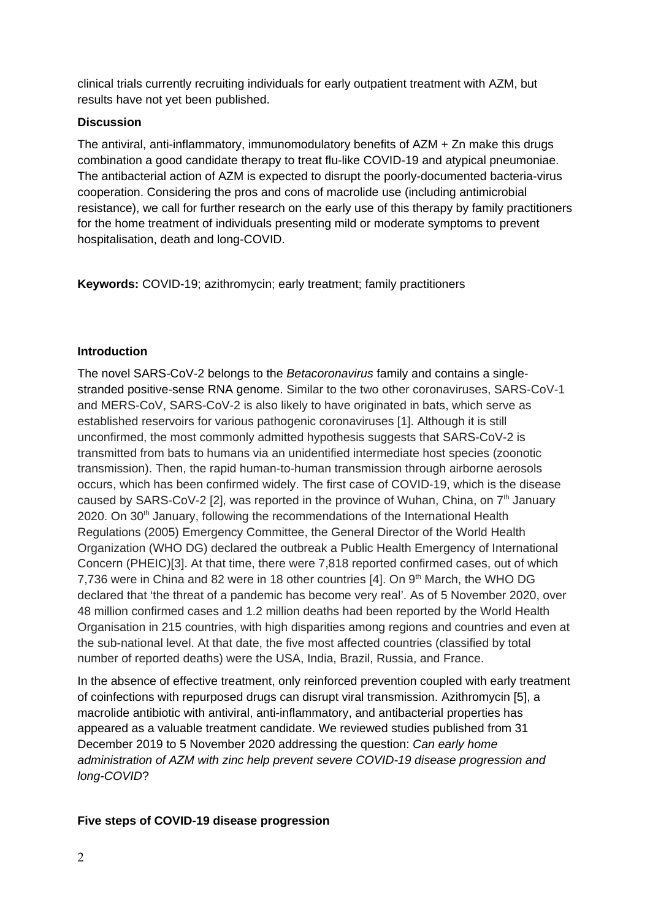clinical trials currently recruiting individuals for early outpatient treatment with AZM, but results have not yet been published.

**Discussion**

The antiviral, anti-inflammatory, immunomodulatory benefits of AZM + Zn make this drugs combination a good candidate therapy to treat flu-like COVID-19 and atypical pneumoniae. The antibacterial action of AZM is expected to disrupt the poorly-documented bacteria-virus cooperation. Considering the pros and cons of macrolide use (including antimicrobial resistance), we call for further research on the early use of this therapy by family practitioners for the home treatment of individuals presenting mild or moderate symptoms to prevent hospitalisation, death and long-COVID.

**Keywords:** COVID-19; azithromycin; early treatment; family practitioners

## Introduction

The novel SARS-CoV-2 belongs to the *Betacoronavirus* family and contains a single-stranded positive-sense RNA genome. Similar to the two other coronaviruses, SARS-CoV-1 and MERS-CoV, SARS-CoV-2 is also likely to have originated in bats, which serve as established reservoirs for various pathogenic coronaviruses [1]. Although it is still unconfirmed, the most commonly admitted hypothesis suggests that SARS-CoV-2 is transmitted from bats to humans via an unidentified intermediate host species (zoonotic transmission). Then, the rapid human-to-human transmission through airborne aerosols occurs, which has been confirmed widely. The first case of COVID-19, which is the disease caused by SARS-CoV-2 [2], was reported in the province of Wuhan, China, on 7th January 2020. On 30th January, following the recommendations of the International Health Regulations (2005) Emergency Committee, the General Director of the World Health Organization (WHO DG) declared the outbreak a Public Health Emergency of International Concern (PHEIC)[3]. At that time, there were 7,818 reported confirmed cases, out of which 7,736 were in China and 82 were in 18 other countries [4]. On 9th March, the WHO DG declared that 'the threat of a pandemic has become very real'. As of 5 November 2020, over 48 million confirmed cases and 1.2 million deaths had been reported by the World Health Organisation in 215 countries, with high disparities among regions and countries and even at the sub-national level. At that date, the five most affected countries (classified by total number of reported deaths) were the USA, India, Brazil, Russia, and France.

In the absence of effective treatment, only reinforced prevention coupled with early treatment of coinfections with repurposed drugs can disrupt viral transmission. Azithromycin [5], a macrolide antibiotic with antiviral, anti-inflammatory, and antibacterial properties has appeared as a valuable treatment candidate. We reviewed studies published from 31 December 2019 to 5 November 2020 addressing the question: *Can early home administration of AZM with zinc help prevent severe COVID-19 disease progression and long-COVID*?

## Five steps of COVID-19 disease progression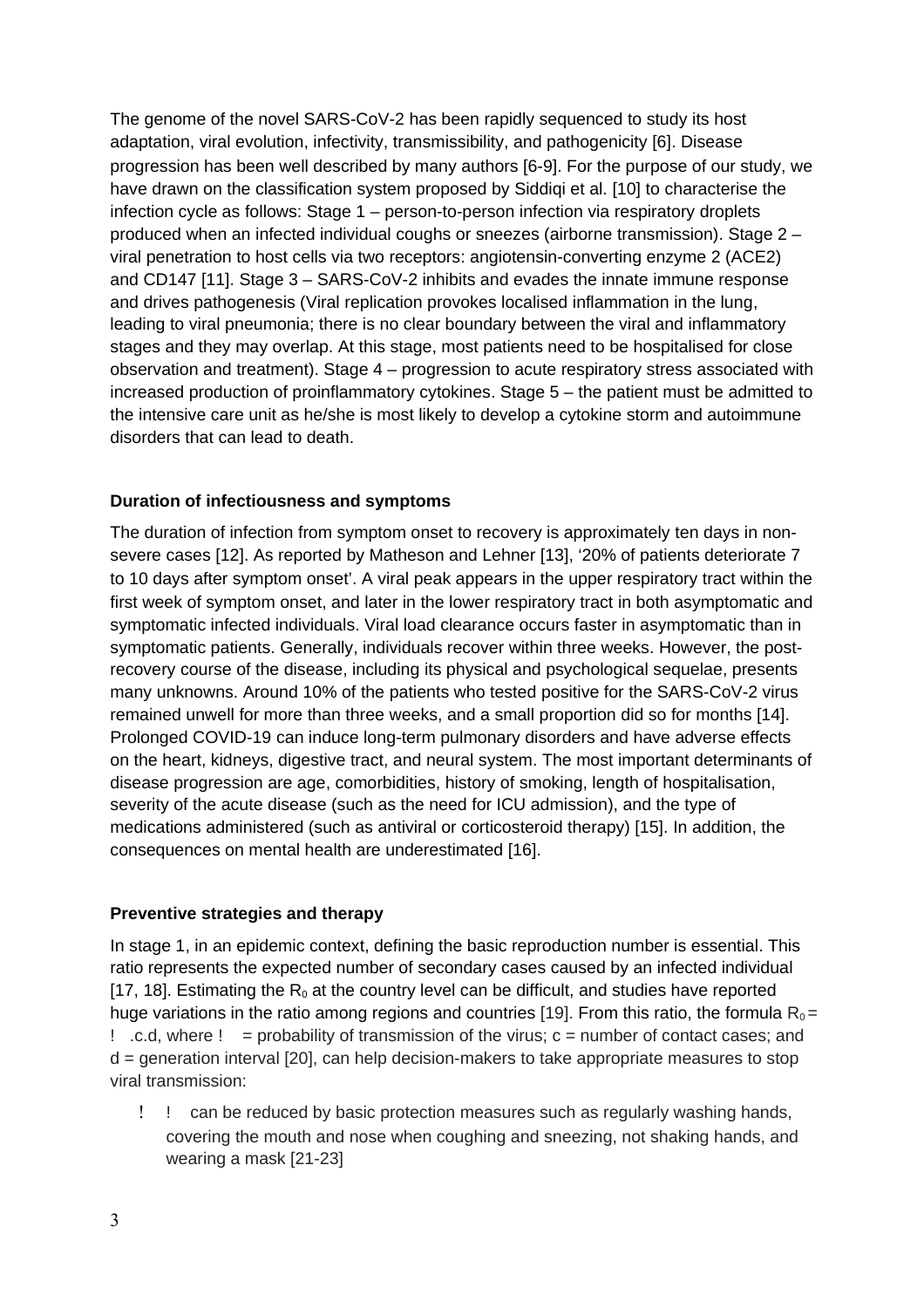The genome of the novel SARS-CoV-2 has been rapidly sequenced to study its host adaptation, viral evolution, infectivity, transmissibility, and pathogenicity [6]. Disease progression has been well described by many authors [6-9]. For the purpose of our study, we have drawn on the classification system proposed by Siddiqi et al. [10] to characterise the infection cycle as follows: Stage 1 – person-to-person infection via respiratory droplets produced when an infected individual coughs or sneezes (airborne transmission). Stage 2 – viral penetration to host cells via two receptors: angiotensin-converting enzyme 2 (ACE2) and CD147 [11]. Stage 3 – SARS-CoV-2 inhibits and evades the innate immune response and drives pathogenesis (Viral replication provokes localised inflammation in the lung, leading to viral pneumonia; there is no clear boundary between the viral and inflammatory stages and they may overlap. At this stage, most patients need to be hospitalised for close observation and treatment). Stage 4 – progression to acute respiratory stress associated with increased production of proinflammatory cytokines. Stage 5 – the patient must be admitted to the intensive care unit as he/she is most likely to develop a cytokine storm and autoimmune disorders that can lead to death.

**Duration of infectiousness and symptoms**

The duration of infection from symptom onset to recovery is approximately ten days in non-severe cases [12]. As reported by Matheson and Lehner [13], '20% of patients deteriorate 7 to 10 days after symptom onset'. A viral peak appears in the upper respiratory tract within the first week of symptom onset, and later in the lower respiratory tract in both asymptomatic and symptomatic infected individuals. Viral load clearance occurs faster in asymptomatic than in symptomatic patients. Generally, individuals recover within three weeks. However, the post-recovery course of the disease, including its physical and psychological sequelae, presents many unknowns. Around 10% of the patients who tested positive for the SARS-CoV-2 virus remained unwell for more than three weeks, and a small proportion did so for months [14]. Prolonged COVID-19 can induce long-term pulmonary disorders and have adverse effects on the heart, kidneys, digestive tract, and neural system. The most important determinants of disease progression are age, comorbidities, history of smoking, length of hospitalisation, severity of the acute disease (such as the need for ICU admission), and the type of medications administered (such as antiviral or corticosteroid therapy) [15]. In addition, the consequences on mental health are underestimated [16].

**Preventive strategies and therapy**

In stage 1, in an epidemic context, defining the basic reproduction number is essential. This ratio represents the expected number of secondary cases caused by an infected individual [17, 18]. Estimating the $R_0$ at the country level can be difficult, and studies have reported huge variations in the ratio among regions and countries [19]. From this ratio, the formula $R_0 =$ ! .c.d, where ! = probability of transmission of the virus; c = number of contact cases; and d = generation interval [20], can help decision-makers to take appropriate measures to stop viral transmission:

- ! can be reduced by basic protection measures such as regularly washing hands, covering the mouth and nose when coughing and sneezing, not shaking hands, and wearing a mask [21-23]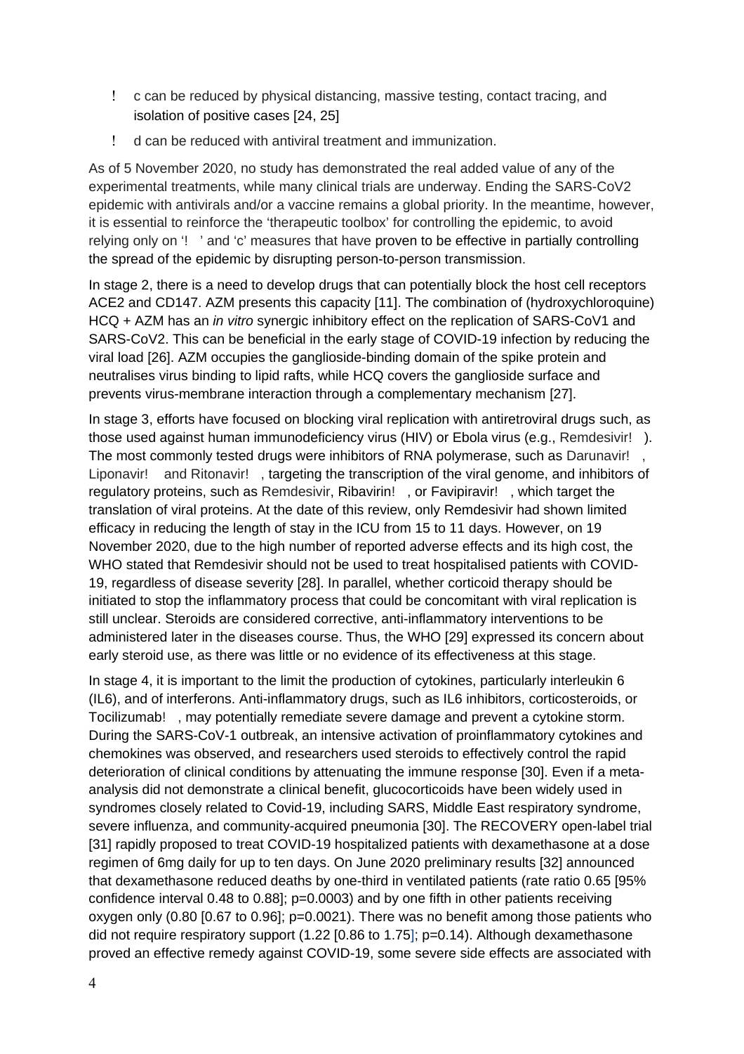- ! c can be reduced by physical distancing, massive testing, contact tracing, and isolation of positive cases [24, 25]
- ! d can be reduced with antiviral treatment and immunization.

As of 5 November 2020, no study has demonstrated the real added value of any of the experimental treatments, while many clinical trials are underway. Ending the SARS-CoV2 epidemic with antivirals and/or a vaccine remains a global priority. In the meantime, however, it is essential to reinforce the 'therapeutic toolbox' for controlling the epidemic, to avoid relying only on '! ' and 'c' measures that have proven to be effective in partially controlling the spread of the epidemic by disrupting person-to-person transmission.

In stage 2, there is a need to develop drugs that can potentially block the host cell receptors ACE2 and CD147. AZM presents this capacity [11]. The combination of (hydroxychloroquine) HCQ + AZM has an *in vitro* synergic inhibitory effect on the replication of SARS-CoV1 and SARS-CoV2. This can be beneficial in the early stage of COVID-19 infection by reducing the viral load [26]. AZM occupies the ganglioside-binding domain of the spike protein and neutralises virus binding to lipid rafts, while HCQ covers the ganglioside surface and prevents virus-membrane interaction through a complementary mechanism [27].

In stage 3, efforts have focused on blocking viral replication with antiretroviral drugs such, as those used against human immunodeficiency virus (HIV) or Ebola virus (e.g., Remdesivir! ). The most commonly tested drugs were inhibitors of RNA polymerase, such as Darunavir! , Liponavir! and Ritonavir! , targeting the transcription of the viral genome, and inhibitors of regulatory proteins, such as Remdesivir, Ribavirin! , or Favipiravir! , which target the translation of viral proteins. At the date of this review, only Remdesivir had shown limited efficacy in reducing the length of stay in the ICU from 15 to 11 days. However, on 19 November 2020, due to the high number of reported adverse effects and its high cost, the WHO stated that Remdesivir should not be used to treat hospitalised patients with COVID-19, regardless of disease severity [28]. In parallel, whether corticoid therapy should be initiated to stop the inflammatory process that could be concomitant with viral replication is still unclear. Steroids are considered corrective, anti-inflammatory interventions to be administered later in the diseases course. Thus, the WHO [29] expressed its concern about early steroid use, as there was little or no evidence of its effectiveness at this stage.

In stage 4, it is important to the limit the production of cytokines, particularly interleukin 6 (IL6), and of interferons. Anti-inflammatory drugs, such as IL6 inhibitors, corticosteroids, or Tocilizumab! , may potentially remediate severe damage and prevent a cytokine storm. During the SARS-CoV-1 outbreak, an intensive activation of proinflammatory cytokines and chemokines was observed, and researchers used steroids to effectively control the rapid deterioration of clinical conditions by attenuating the immune response [30]. Even if a meta-analysis did not demonstrate a clinical benefit, glucocorticoids have been widely used in syndromes closely related to Covid-19, including SARS, Middle East respiratory syndrome, severe influenza, and community-acquired pneumonia [30]. The RECOVERY open-label trial [31] rapidly proposed to treat COVID-19 hospitalized patients with dexamethasone at a dose regimen of 6mg daily for up to ten days. On June 2020 preliminary results [32] announced that dexamethasone reduced deaths by one-third in ventilated patients (rate ratio 0.65 [95% confidence interval 0.48 to 0.88]; p=0.0003) and by one fifth in other patients receiving oxygen only (0.80 [0.67 to 0.96]; p=0.0021). There was no benefit among those patients who did not require respiratory support (1.22 [0.86 to 1.75]; p=0.14). Although dexamethasone proved an effective remedy against COVID-19, some severe side effects are associated with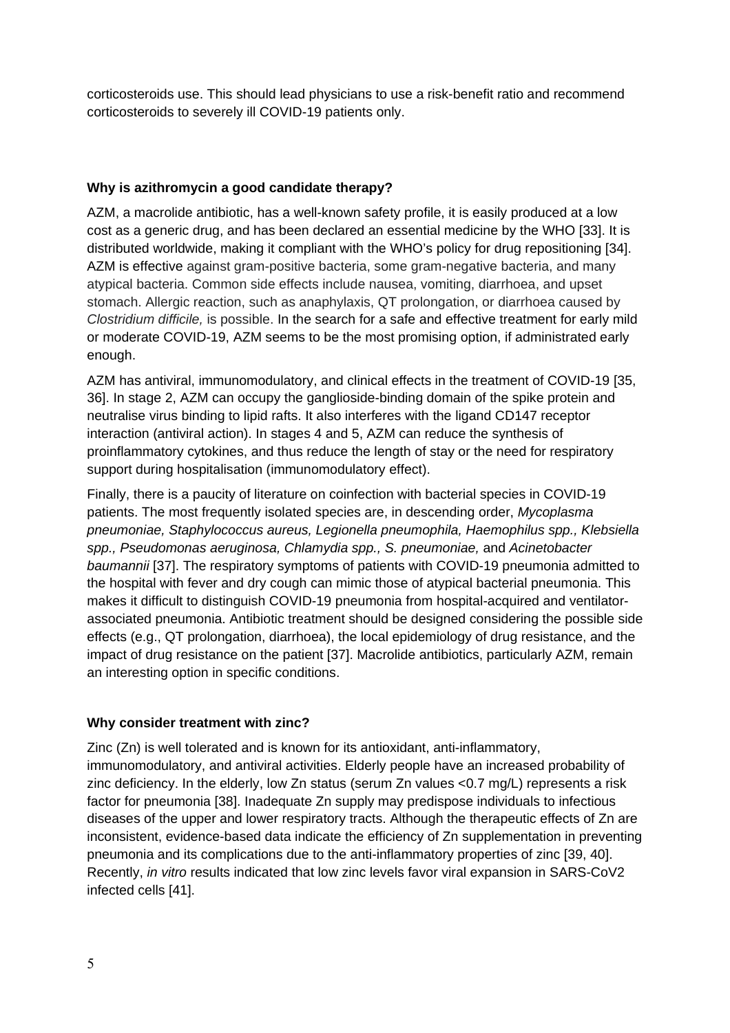corticosteroids use. This should lead physicians to use a risk-benefit ratio and recommend corticosteroids to severely ill COVID-19 patients only.

### Why is azithromycin a good candidate therapy?

AZM, a macrolide antibiotic, has a well-known safety profile, it is easily produced at a low cost as a generic drug, and has been declared an essential medicine by the WHO [33]. It is distributed worldwide, making it compliant with the WHO's policy for drug repositioning [34]. AZM is effective against gram-positive bacteria, some gram-negative bacteria, and many atypical bacteria. Common side effects include nausea, vomiting, diarrhoea, and upset stomach. Allergic reaction, such as anaphylaxis, QT prolongation, or diarrhoea caused by *Clostridium difficile,* is possible. In the search for a safe and effective treatment for early mild or moderate COVID-19, AZM seems to be the most promising option, if administrated early enough.

AZM has antiviral, immunomodulatory, and clinical effects in the treatment of COVID-19 [35, 36]. In stage 2, AZM can occupy the ganglioside-binding domain of the spike protein and neutralise virus binding to lipid rafts. It also interferes with the ligand CD147 receptor interaction (antiviral action). In stages 4 and 5, AZM can reduce the synthesis of proinflammatory cytokines, and thus reduce the length of stay or the need for respiratory support during hospitalisation (immunomodulatory effect).

Finally, there is a paucity of literature on coinfection with bacterial species in COVID-19 patients. The most frequently isolated species are, in descending order, *Mycoplasma pneumoniae, Staphylococcus aureus, Legionella pneumophila, Haemophilus spp., Klebsiella spp., Pseudomonas aeruginosa, Chlamydia spp., S. pneumoniae,* and *Acinetobacter baumannii* [37]. The respiratory symptoms of patients with COVID-19 pneumonia admitted to the hospital with fever and dry cough can mimic those of atypical bacterial pneumonia. This makes it difficult to distinguish COVID-19 pneumonia from hospital-acquired and ventilator-associated pneumonia. Antibiotic treatment should be designed considering the possible side effects (e.g., QT prolongation, diarrhoea), the local epidemiology of drug resistance, and the impact of drug resistance on the patient [37]. Macrolide antibiotics, particularly AZM, remain an interesting option in specific conditions.

### Why consider treatment with zinc?

Zinc (Zn) is well tolerated and is known for its antioxidant, anti-inflammatory, immunomodulatory, and antiviral activities. Elderly people have an increased probability of zinc deficiency. In the elderly, low Zn status (serum Zn values <0.7 mg/L) represents a risk factor for pneumonia [38]. Inadequate Zn supply may predispose individuals to infectious diseases of the upper and lower respiratory tracts. Although the therapeutic effects of Zn are inconsistent, evidence-based data indicate the efficiency of Zn supplementation in preventing pneumonia and its complications due to the anti-inflammatory properties of zinc [39, 40]. Recently, *in vitro* results indicated that low zinc levels favor viral expansion in SARS-CoV2 infected cells [41].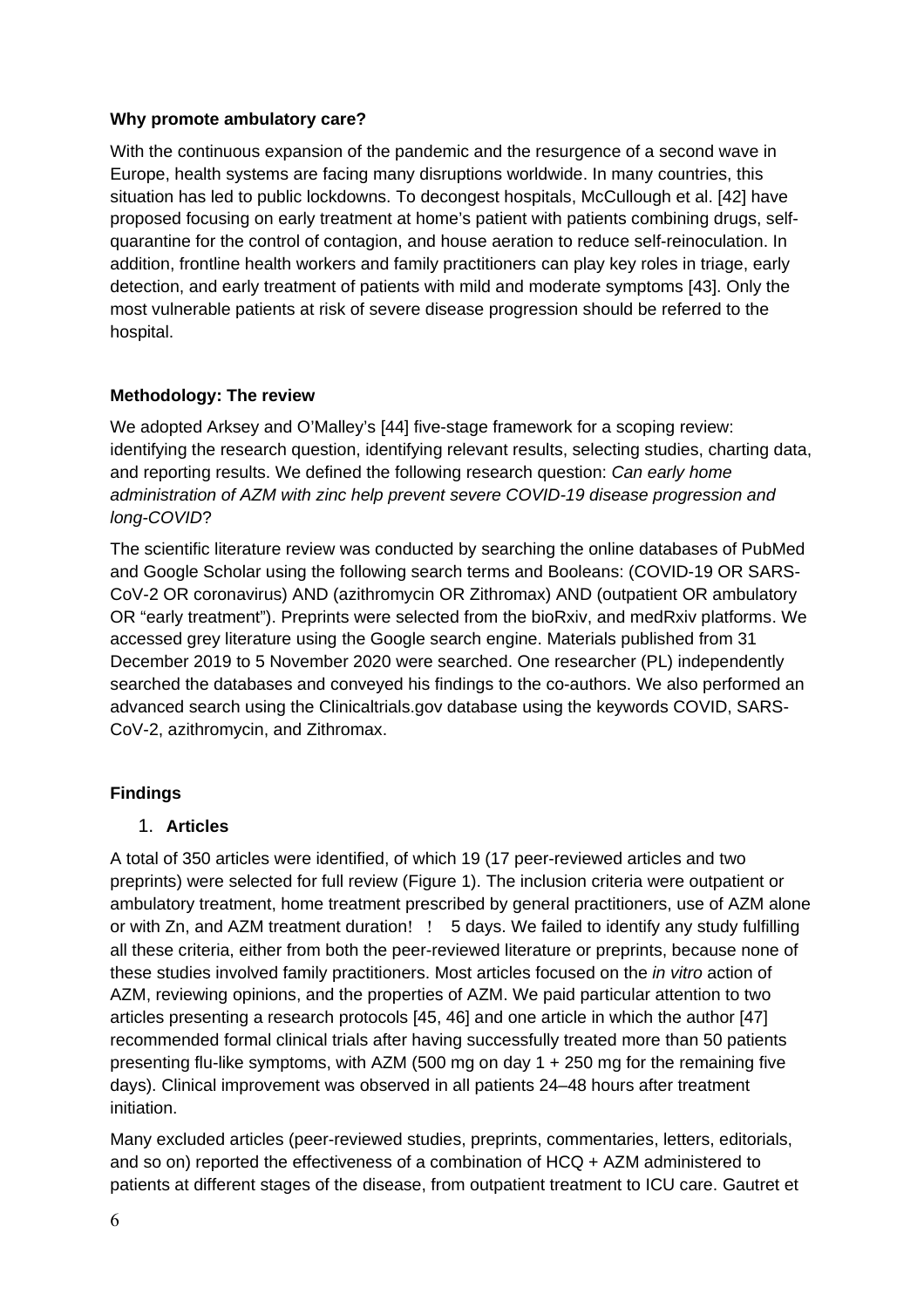**Why promote ambulatory care?**

With the continuous expansion of the pandemic and the resurgence of a second wave in Europe, health systems are facing many disruptions worldwide. In many countries, this situation has led to public lockdowns. To decongest hospitals, McCullough et al. [42] have proposed focusing on early treatment at home's patient with patients combining drugs, self-quarantine for the control of contagion, and house aeration to reduce self-reinoculation. In addition, frontline health workers and family practitioners can play key roles in triage, early detection, and early treatment of patients with mild and moderate symptoms [43]. Only the most vulnerable patients at risk of severe disease progression should be referred to the hospital.

**Methodology: The review**

We adopted Arksey and O'Malley's [44] five-stage framework for a scoping review: identifying the research question, identifying relevant results, selecting studies, charting data, and reporting results. We defined the following research question: *Can early home administration of AZM with zinc help prevent severe COVID-19 disease progression and long-COVID*?

The scientific literature review was conducted by searching the online databases of PubMed and Google Scholar using the following search terms and Booleans: (COVID-19 OR SARS-CoV-2 OR coronavirus) AND (azithromycin OR Zithromax) AND (outpatient OR ambulatory OR "early treatment"). Preprints were selected from the bioRxiv, and medRxiv platforms. We accessed grey literature using the Google search engine. Materials published from 31 December 2019 to 5 November 2020 were searched. One researcher (PL) independently searched the databases and conveyed his findings to the co-authors. We also performed an advanced search using the Clinicaltrials.gov database using the keywords COVID, SARS-CoV-2, azithromycin, and Zithromax.

**Findings**

1. **Articles**

A total of 350 articles were identified, of which 19 (17 peer-reviewed articles and two preprints) were selected for full review (Figure 1). The inclusion criteria were outpatient or ambulatory treatment, home treatment prescribed by general practitioners, use of AZM alone or with Zn, and AZM treatment duration! ! 5 days. We failed to identify any study fulfilling all these criteria, either from both the peer-reviewed literature or preprints, because none of these studies involved family practitioners. Most articles focused on the *in vitro* action of AZM, reviewing opinions, and the properties of AZM. We paid particular attention to two articles presenting a research protocols [45, 46] and one article in which the author [47] recommended formal clinical trials after having successfully treated more than 50 patients presenting flu-like symptoms, with AZM (500 mg on day 1 + 250 mg for the remaining five days). Clinical improvement was observed in all patients 24–48 hours after treatment initiation.

Many excluded articles (peer-reviewed studies, preprints, commentaries, letters, editorials, and so on) reported the effectiveness of a combination of HCQ + AZM administered to patients at different stages of the disease, from outpatient treatment to ICU care. Gautret et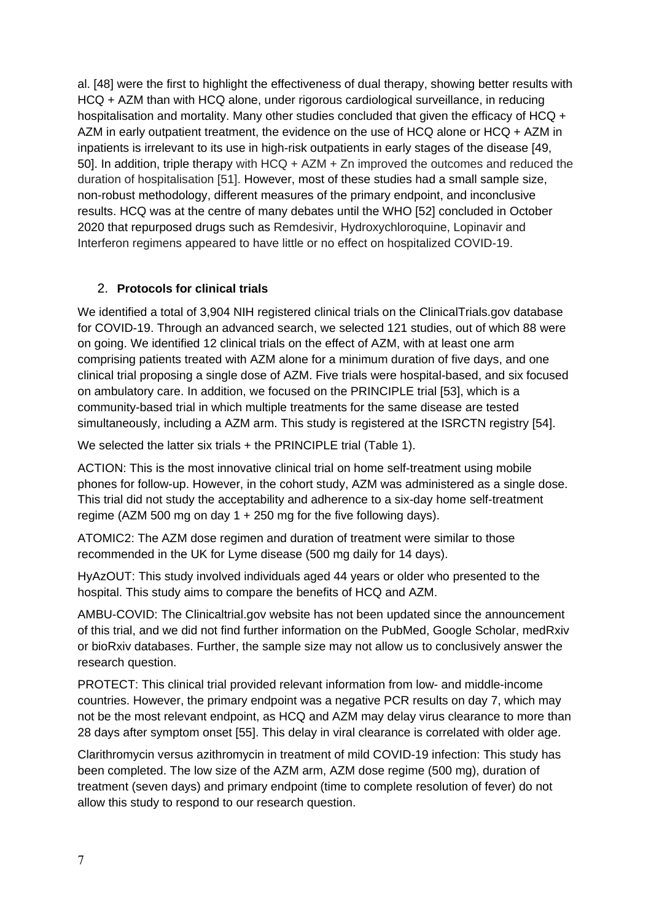al. [48] were the first to highlight the effectiveness of dual therapy, showing better results with HCQ + AZM than with HCQ alone, under rigorous cardiological surveillance, in reducing hospitalisation and mortality. Many other studies concluded that given the efficacy of HCQ + AZM in early outpatient treatment, the evidence on the use of HCQ alone or HCQ + AZM in inpatients is irrelevant to its use in high-risk outpatients in early stages of the disease [49, 50]. In addition, triple therapy with HCQ + AZM + Zn improved the outcomes and reduced the duration of hospitalisation [51]. However, most of these studies had a small sample size, non-robust methodology, different measures of the primary endpoint, and inconclusive results. HCQ was at the centre of many debates until the WHO [52] concluded in October 2020 that repurposed drugs such as Remdesivir, Hydroxychloroquine, Lopinavir and Interferon regimens appeared to have little or no effect on hospitalized COVID-19.

## 2. **Protocols for clinical trials**

We identified a total of 3,904 NIH registered clinical trials on the ClinicalTrials.gov database for COVID-19. Through an advanced search, we selected 121 studies, out of which 88 were on going. We identified 12 clinical trials on the effect of AZM, with at least one arm comprising patients treated with AZM alone for a minimum duration of five days, and one clinical trial proposing a single dose of AZM. Five trials were hospital-based, and six focused on ambulatory care. In addition, we focused on the PRINCIPLE trial [53], which is a community-based trial in which multiple treatments for the same disease are tested simultaneously, including a AZM arm. This study is registered at the ISRCTN registry [54].

We selected the latter six trials + the PRINCIPLE trial (Table 1).

ACTION: This is the most innovative clinical trial on home self-treatment using mobile phones for follow-up. However, in the cohort study, AZM was administered as a single dose. This trial did not study the acceptability and adherence to a six-day home self-treatment regime (AZM 500 mg on day 1 + 250 mg for the five following days).

ATOMIC2: The AZM dose regimen and duration of treatment were similar to those recommended in the UK for Lyme disease (500 mg daily for 14 days).

HyAzOUT: This study involved individuals aged 44 years or older who presented to the hospital. This study aims to compare the benefits of HCQ and AZM.

AMBU-COVID: The Clinicaltrial.gov website has not been updated since the announcement of this trial, and we did not find further information on the PubMed, Google Scholar, medRxiv or bioRxiv databases. Further, the sample size may not allow us to conclusively answer the research question.

PROTECT: This clinical trial provided relevant information from low- and middle-income countries. However, the primary endpoint was a negative PCR results on day 7, which may not be the most relevant endpoint, as HCQ and AZM may delay virus clearance to more than 28 days after symptom onset [55]. This delay in viral clearance is correlated with older age.

Clarithromycin versus azithromycin in treatment of mild COVID-19 infection: This study has been completed. The low size of the AZM arm, AZM dose regime (500 mg), duration of treatment (seven days) and primary endpoint (time to complete resolution of fever) do not allow this study to respond to our research question.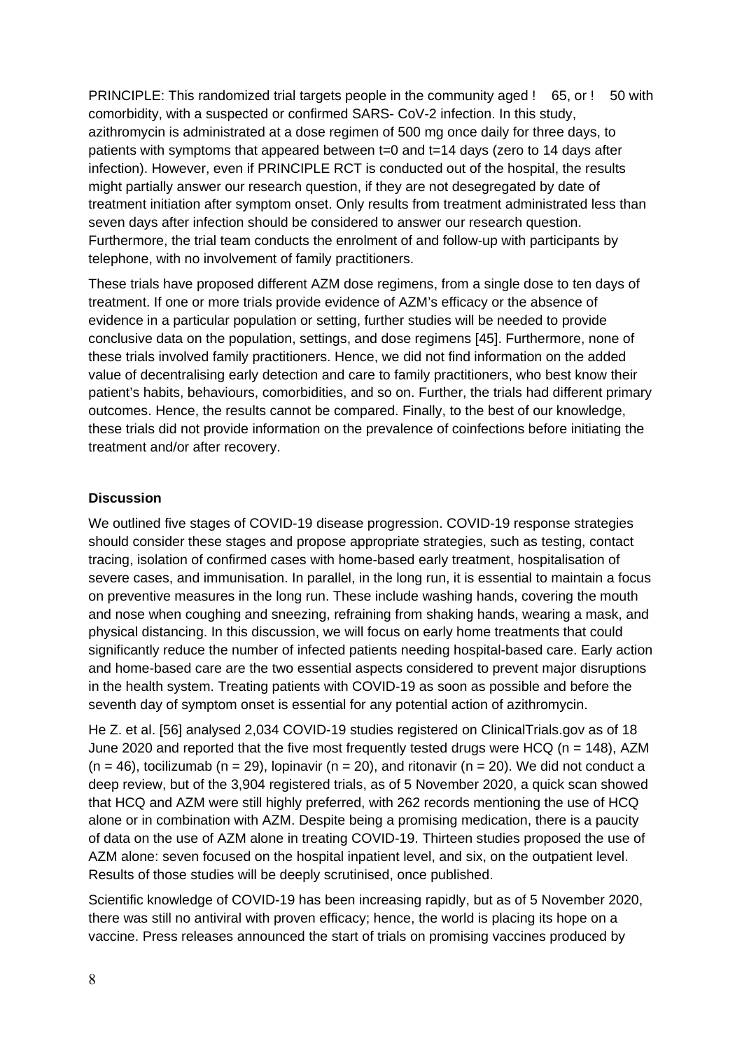PRINCIPLE: This randomized trial targets people in the community aged ! 65, or ! 50 with comorbidity, with a suspected or confirmed SARS- CoV-2 infection. In this study, azithromycin is administrated at a dose regimen of 500 mg once daily for three days, to patients with symptoms that appeared between t=0 and t=14 days (zero to 14 days after infection). However, even if PRINCIPLE RCT is conducted out of the hospital, the results might partially answer our research question, if they are not desegregated by date of treatment initiation after symptom onset. Only results from treatment administrated less than seven days after infection should be considered to answer our research question. Furthermore, the trial team conducts the enrolment of and follow-up with participants by telephone, with no involvement of family practitioners.

These trials have proposed different AZM dose regimens, from a single dose to ten days of treatment. If one or more trials provide evidence of AZM's efficacy or the absence of evidence in a particular population or setting, further studies will be needed to provide conclusive data on the population, settings, and dose regimens [45]. Furthermore, none of these trials involved family practitioners. Hence, we did not find information on the added value of decentralising early detection and care to family practitioners, who best know their patient's habits, behaviours, comorbidities, and so on. Further, the trials had different primary outcomes. Hence, the results cannot be compared. Finally, to the best of our knowledge, these trials did not provide information on the prevalence of coinfections before initiating the treatment and/or after recovery.

**Discussion**

We outlined five stages of COVID-19 disease progression. COVID-19 response strategies should consider these stages and propose appropriate strategies, such as testing, contact tracing, isolation of confirmed cases with home-based early treatment, hospitalisation of severe cases, and immunisation. In parallel, in the long run, it is essential to maintain a focus on preventive measures in the long run. These include washing hands, covering the mouth and nose when coughing and sneezing, refraining from shaking hands, wearing a mask, and physical distancing. In this discussion, we will focus on early home treatments that could significantly reduce the number of infected patients needing hospital-based care. Early action and home-based care are the two essential aspects considered to prevent major disruptions in the health system. Treating patients with COVID-19 as soon as possible and before the seventh day of symptom onset is essential for any potential action of azithromycin.

He Z. et al. [56] analysed 2,034 COVID-19 studies registered on ClinicalTrials.gov as of 18 June 2020 and reported that the five most frequently tested drugs were HCQ (n = 148), AZM (n = 46), tocilizumab (n = 29), lopinavir (n = 20), and ritonavir (n = 20). We did not conduct a deep review, but of the 3,904 registered trials, as of 5 November 2020, a quick scan showed that HCQ and AZM were still highly preferred, with 262 records mentioning the use of HCQ alone or in combination with AZM. Despite being a promising medication, there is a paucity of data on the use of AZM alone in treating COVID-19. Thirteen studies proposed the use of AZM alone: seven focused on the hospital inpatient level, and six, on the outpatient level. Results of those studies will be deeply scrutinised, once published.

Scientific knowledge of COVID-19 has been increasing rapidly, but as of 5 November 2020, there was still no antiviral with proven efficacy; hence, the world is placing its hope on a vaccine. Press releases announced the start of trials on promising vaccines produced by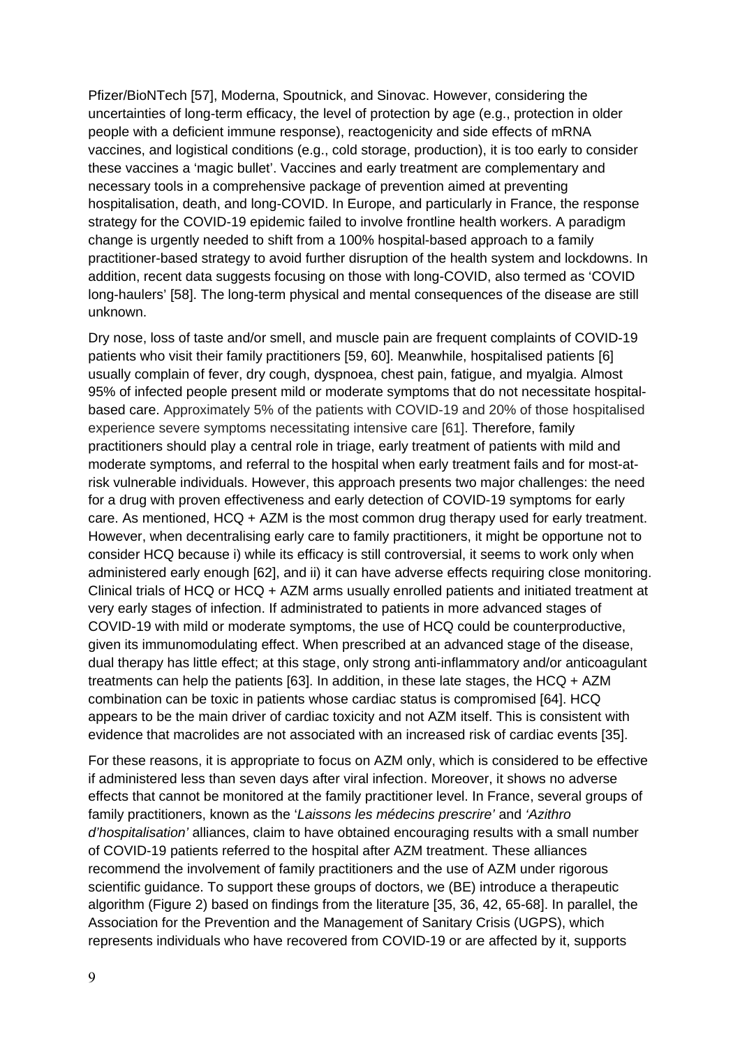Pfizer/BioNTech [57], Moderna, Spoutnick, and Sinovac. However, considering the uncertainties of long-term efficacy, the level of protection by age (e.g., protection in older people with a deficient immune response), reactogenicity and side effects of mRNA vaccines, and logistical conditions (e.g., cold storage, production), it is too early to consider these vaccines a 'magic bullet'. Vaccines and early treatment are complementary and necessary tools in a comprehensive package of prevention aimed at preventing hospitalisation, death, and long-COVID. In Europe, and particularly in France, the response strategy for the COVID-19 epidemic failed to involve frontline health workers. A paradigm change is urgently needed to shift from a 100% hospital-based approach to a family practitioner-based strategy to avoid further disruption of the health system and lockdowns. In addition, recent data suggests focusing on those with long-COVID, also termed as 'COVID long-haulers' [58]. The long-term physical and mental consequences of the disease are still unknown.

Dry nose, loss of taste and/or smell, and muscle pain are frequent complaints of COVID-19 patients who visit their family practitioners [59, 60]. Meanwhile, hospitalised patients [6] usually complain of fever, dry cough, dyspnoea, chest pain, fatigue, and myalgia. Almost 95% of infected people present mild or moderate symptoms that do not necessitate hospital-based care. Approximately 5% of the patients with COVID-19 and 20% of those hospitalised experience severe symptoms necessitating intensive care [61]. Therefore, family practitioners should play a central role in triage, early treatment of patients with mild and moderate symptoms, and referral to the hospital when early treatment fails and for most-at-risk vulnerable individuals. However, this approach presents two major challenges: the need for a drug with proven effectiveness and early detection of COVID-19 symptoms for early care. As mentioned, HCQ + AZM is the most common drug therapy used for early treatment. However, when decentralising early care to family practitioners, it might be opportune not to consider HCQ because i) while its efficacy is still controversial, it seems to work only when administered early enough [62], and ii) it can have adverse effects requiring close monitoring. Clinical trials of HCQ or HCQ + AZM arms usually enrolled patients and initiated treatment at very early stages of infection. If administrated to patients in more advanced stages of COVID-19 with mild or moderate symptoms, the use of HCQ could be counterproductive, given its immunomodulating effect. When prescribed at an advanced stage of the disease, dual therapy has little effect; at this stage, only strong anti-inflammatory and/or anticoagulant treatments can help the patients [63]. In addition, in these late stages, the HCQ + AZM combination can be toxic in patients whose cardiac status is compromised [64]. HCQ appears to be the main driver of cardiac toxicity and not AZM itself. This is consistent with evidence that macrolides are not associated with an increased risk of cardiac events [35].

For these reasons, it is appropriate to focus on AZM only, which is considered to be effective if administered less than seven days after viral infection. Moreover, it shows no adverse effects that cannot be monitored at the family practitioner level. In France, several groups of family practitioners, known as the '*Laissons les médecins prescrire*' and *'Azithro d'hospitalisation'* alliances, claim to have obtained encouraging results with a small number of COVID-19 patients referred to the hospital after AZM treatment. These alliances recommend the involvement of family practitioners and the use of AZM under rigorous scientific guidance. To support these groups of doctors, we (BE) introduce a therapeutic algorithm (Figure 2) based on findings from the literature [35, 36, 42, 65-68]. In parallel, the Association for the Prevention and the Management of Sanitary Crisis (UGPS), which represents individuals who have recovered from COVID-19 or are affected by it, supports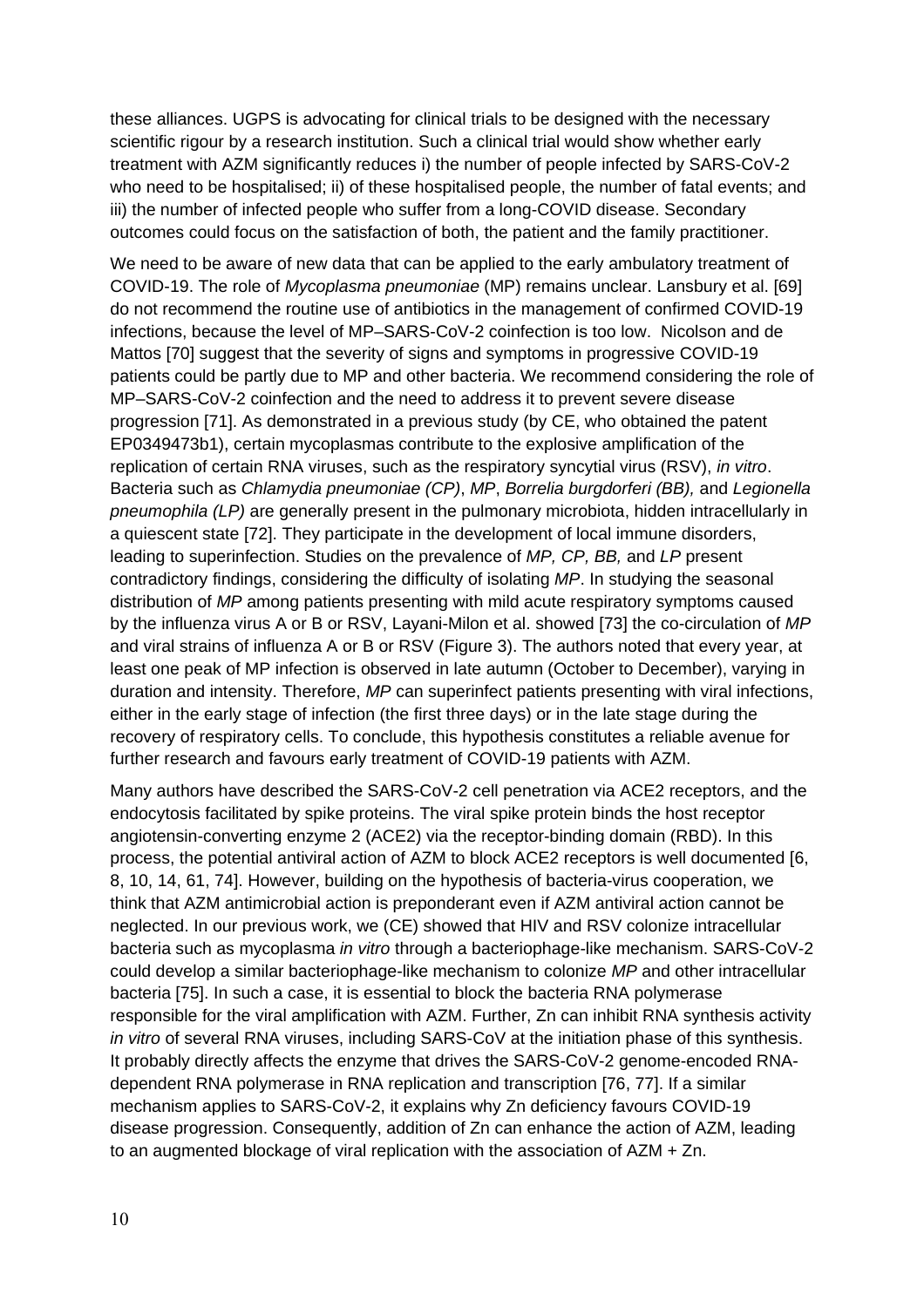these alliances. UGPS is advocating for clinical trials to be designed with the necessary scientific rigour by a research institution. Such a clinical trial would show whether early treatment with AZM significantly reduces i) the number of people infected by SARS-CoV-2 who need to be hospitalised; ii) of these hospitalised people, the number of fatal events; and iii) the number of infected people who suffer from a long-COVID disease. Secondary outcomes could focus on the satisfaction of both, the patient and the family practitioner.

We need to be aware of new data that can be applied to the early ambulatory treatment of COVID-19. The role of *Mycoplasma pneumoniae* (MP) remains unclear. Lansbury et al. [69] do not recommend the routine use of antibiotics in the management of confirmed COVID-19 infections, because the level of MP–SARS-CoV-2 coinfection is too low. Nicolson and de Mattos [70] suggest that the severity of signs and symptoms in progressive COVID-19 patients could be partly due to MP and other bacteria. We recommend considering the role of MP–SARS-CoV-2 coinfection and the need to address it to prevent severe disease progression [71]. As demonstrated in a previous study (by CE, who obtained the patent EP0349473b1), certain mycoplasmas contribute to the explosive amplification of the replication of certain RNA viruses, such as the respiratory syncytial virus (RSV), *in vitro*. Bacteria such as *Chlamydia pneumoniae (CP)*, *MP*, *Borrelia burgdorferi (BB),* and *Legionella pneumophila (LP)* are generally present in the pulmonary microbiota, hidden intracellularly in a quiescent state [72]. They participate in the development of local immune disorders, leading to superinfection. Studies on the prevalence of *MP, CP, BB,* and *LP* present contradictory findings, considering the difficulty of isolating *MP*. In studying the seasonal distribution of *MP* among patients presenting with mild acute respiratory symptoms caused by the influenza virus A or B or RSV, Layani-Milon et al. showed [73] the co-circulation of *MP* and viral strains of influenza A or B or RSV (Figure 3). The authors noted that every year, at least one peak of MP infection is observed in late autumn (October to December), varying in duration and intensity. Therefore, *MP* can superinfect patients presenting with viral infections, either in the early stage of infection (the first three days) or in the late stage during the recovery of respiratory cells. To conclude, this hypothesis constitutes a reliable avenue for further research and favours early treatment of COVID-19 patients with AZM.

Many authors have described the SARS-CoV-2 cell penetration via ACE2 receptors, and the endocytosis facilitated by spike proteins. The viral spike protein binds the host receptor angiotensin-converting enzyme 2 (ACE2) via the receptor-binding domain (RBD). In this process, the potential antiviral action of AZM to block ACE2 receptors is well documented [6, 8, 10, 14, 61, 74]. However, building on the hypothesis of bacteria-virus cooperation, we think that AZM antimicrobial action is preponderant even if AZM antiviral action cannot be neglected. In our previous work, we (CE) showed that HIV and RSV colonize intracellular bacteria such as mycoplasma *in vitro* through a bacteriophage-like mechanism. SARS-CoV-2 could develop a similar bacteriophage-like mechanism to colonize *MP* and other intracellular bacteria [75]. In such a case, it is essential to block the bacteria RNA polymerase responsible for the viral amplification with AZM. Further, Zn can inhibit RNA synthesis activity *in vitro* of several RNA viruses, including SARS-CoV at the initiation phase of this synthesis. It probably directly affects the enzyme that drives the SARS-CoV-2 genome-encoded RNA-dependent RNA polymerase in RNA replication and transcription [76, 77]. If a similar mechanism applies to SARS-CoV-2, it explains why Zn deficiency favours COVID-19 disease progression. Consequently, addition of Zn can enhance the action of AZM, leading to an augmented blockage of viral replication with the association of AZM + Zn.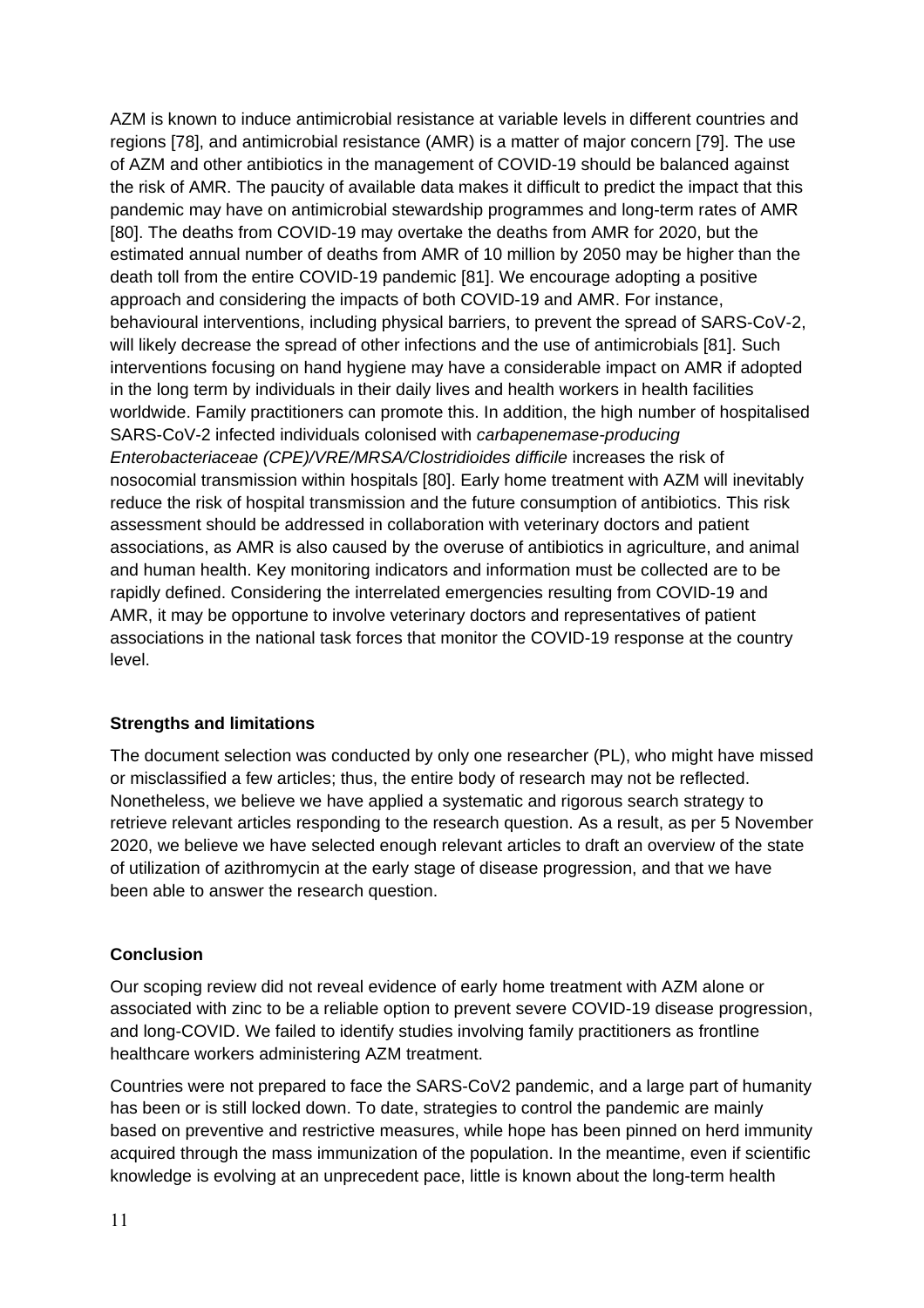AZM is known to induce antimicrobial resistance at variable levels in different countries and regions [78], and antimicrobial resistance (AMR) is a matter of major concern [79]. The use of AZM and other antibiotics in the management of COVID-19 should be balanced against the risk of AMR. The paucity of available data makes it difficult to predict the impact that this pandemic may have on antimicrobial stewardship programmes and long-term rates of AMR [80]. The deaths from COVID-19 may overtake the deaths from AMR for 2020, but the estimated annual number of deaths from AMR of 10 million by 2050 may be higher than the death toll from the entire COVID-19 pandemic [81]. We encourage adopting a positive approach and considering the impacts of both COVID-19 and AMR. For instance, behavioural interventions, including physical barriers, to prevent the spread of SARS-CoV-2, will likely decrease the spread of other infections and the use of antimicrobials [81]. Such interventions focusing on hand hygiene may have a considerable impact on AMR if adopted in the long term by individuals in their daily lives and health workers in health facilities worldwide. Family practitioners can promote this. In addition, the high number of hospitalised SARS-CoV-2 infected individuals colonised with *carbapenemase-producing Enterobacteriaceae (CPE)/VRE/MRSA/Clostridioides difficile* increases the risk of nosocomial transmission within hospitals [80]. Early home treatment with AZM will inevitably reduce the risk of hospital transmission and the future consumption of antibiotics. This risk assessment should be addressed in collaboration with veterinary doctors and patient associations, as AMR is also caused by the overuse of antibiotics in agriculture, and animal and human health. Key monitoring indicators and information must be collected are to be rapidly defined. Considering the interrelated emergencies resulting from COVID-19 and AMR, it may be opportune to involve veterinary doctors and representatives of patient associations in the national task forces that monitor the COVID-19 response at the country level.

## Strengths and limitations

The document selection was conducted by only one researcher (PL), who might have missed or misclassified a few articles; thus, the entire body of research may not be reflected. Nonetheless, we believe we have applied a systematic and rigorous search strategy to retrieve relevant articles responding to the research question. As a result, as per 5 November 2020, we believe we have selected enough relevant articles to draft an overview of the state of utilization of azithromycin at the early stage of disease progression, and that we have been able to answer the research question.

## Conclusion

Our scoping review did not reveal evidence of early home treatment with AZM alone or associated with zinc to be a reliable option to prevent severe COVID-19 disease progression, and long-COVID. We failed to identify studies involving family practitioners as frontline healthcare workers administering AZM treatment.

Countries were not prepared to face the SARS-CoV2 pandemic, and a large part of humanity has been or is still locked down. To date, strategies to control the pandemic are mainly based on preventive and restrictive measures, while hope has been pinned on herd immunity acquired through the mass immunization of the population. In the meantime, even if scientific knowledge is evolving at an unprecedent pace, little is known about the long-term health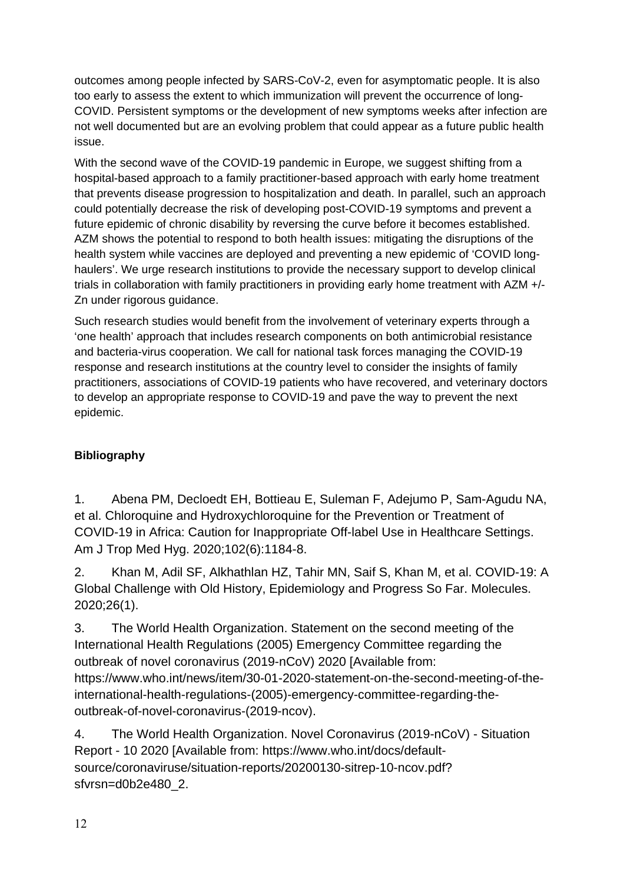outcomes among people infected by SARS-CoV-2, even for asymptomatic people. It is also too early to assess the extent to which immunization will prevent the occurrence of long-COVID. Persistent symptoms or the development of new symptoms weeks after infection are not well documented but are an evolving problem that could appear as a future public health issue.

With the second wave of the COVID-19 pandemic in Europe, we suggest shifting from a hospital-based approach to a family practitioner-based approach with early home treatment that prevents disease progression to hospitalization and death. In parallel, such an approach could potentially decrease the risk of developing post-COVID-19 symptoms and prevent a future epidemic of chronic disability by reversing the curve before it becomes established. AZM shows the potential to respond to both health issues: mitigating the disruptions of the health system while vaccines are deployed and preventing a new epidemic of 'COVID long-haulers'. We urge research institutions to provide the necessary support to develop clinical trials in collaboration with family practitioners in providing early home treatment with AZM +/- Zn under rigorous guidance.

Such research studies would benefit from the involvement of veterinary experts through a 'one health' approach that includes research components on both antimicrobial resistance and bacteria-virus cooperation. We call for national task forces managing the COVID-19 response and research institutions at the country level to consider the insights of family practitioners, associations of COVID-19 patients who have recovered, and veterinary doctors to develop an appropriate response to COVID-19 and pave the way to prevent the next epidemic.

**Bibliography**

1. Abena PM, Decloedt EH, Bottieau E, Suleman F, Adejumo P, Sam-Agudu NA, et al. Chloroquine and Hydroxychloroquine for the Prevention or Treatment of COVID-19 in Africa: Caution for Inappropriate Off-label Use in Healthcare Settings. Am J Trop Med Hyg. 2020;102(6):1184-8.

2. Khan M, Adil SF, Alkhathlan HZ, Tahir MN, Saif S, Khan M, et al. COVID-19: A Global Challenge with Old History, Epidemiology and Progress So Far. Molecules. 2020;26(1).

3. The World Health Organization. Statement on the second meeting of the International Health Regulations (2005) Emergency Committee regarding the outbreak of novel coronavirus (2019-nCoV) 2020 [Available from: https://www.who.int/news/item/30-01-2020-statement-on-the-second-meeting-of-the-international-health-regulations-(2005)-emergency-committee-regarding-the-outbreak-of-novel-coronavirus-(2019-ncov).

4. The World Health Organization. Novel Coronavirus (2019-nCoV) - Situation Report - 10 2020 [Available from: https://www.who.int/docs/default-source/coronaviruse/situation-reports/20200130-sitrep-10-ncov.pdf?sfvrsn=d0b2e480_2.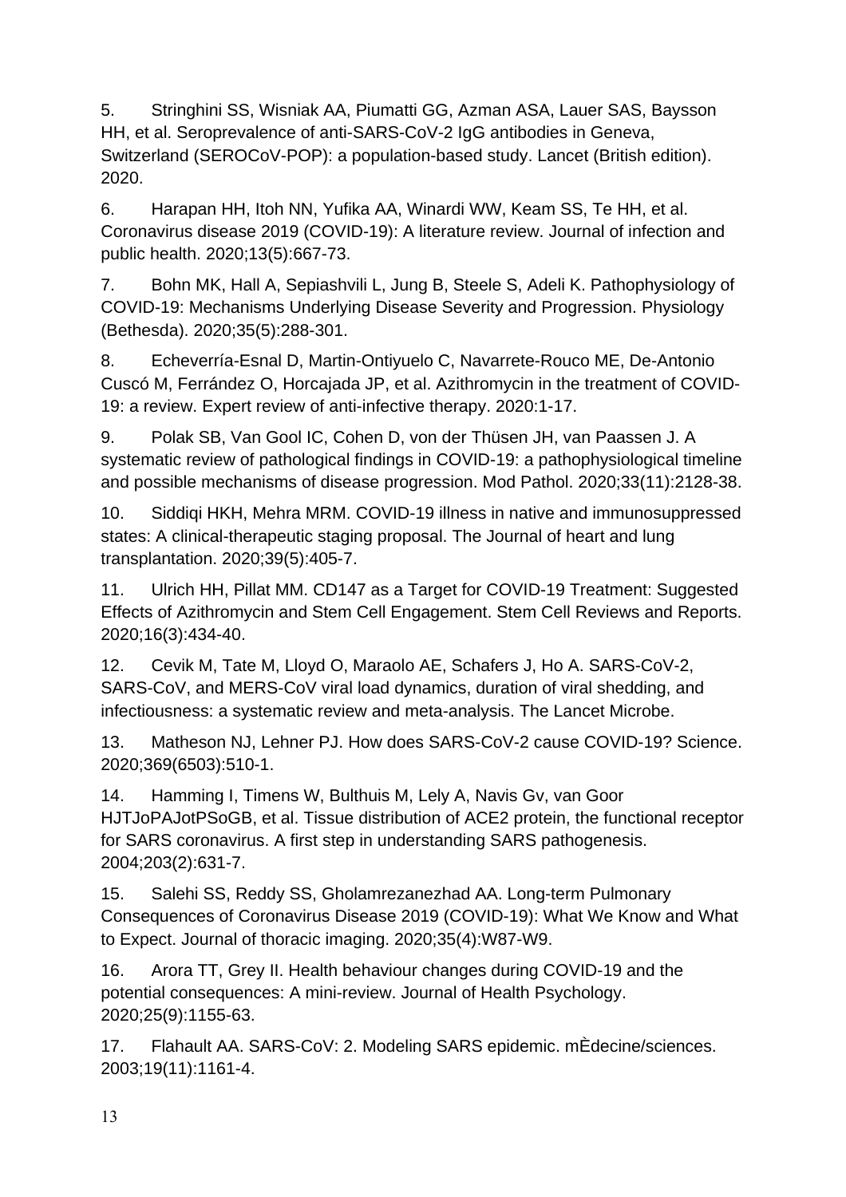5. Stringhini SS, Wisniak AA, Piumatti GG, Azman ASA, Lauer SAS, Baysson HH, et al. Seroprevalence of anti-SARS-CoV-2 IgG antibodies in Geneva, Switzerland (SEROCoV-POP): a population-based study. Lancet (British edition). 2020.

6. Harapan HH, Itoh NN, Yufika AA, Winardi WW, Keam SS, Te HH, et al. Coronavirus disease 2019 (COVID-19): A literature review. Journal of infection and public health. 2020;13(5):667-73.

7. Bohn MK, Hall A, Sepiashvili L, Jung B, Steele S, Adeli K. Pathophysiology of COVID-19: Mechanisms Underlying Disease Severity and Progression. Physiology (Bethesda). 2020;35(5):288-301.

8. Echeverría-Esnal D, Martin-Ontiyuelo C, Navarrete-Rouco ME, De-Antonio Cuscó M, Ferrández O, Horcajada JP, et al. Azithromycin in the treatment of COVID-19: a review. Expert review of anti-infective therapy. 2020:1-17.

9. Polak SB, Van Gool IC, Cohen D, von der Thüsen JH, van Paassen J. A systematic review of pathological findings in COVID-19: a pathophysiological timeline and possible mechanisms of disease progression. Mod Pathol. 2020;33(11):2128-38.

10. Siddiqi HKH, Mehra MRM. COVID-19 illness in native and immunosuppressed states: A clinical-therapeutic staging proposal. The Journal of heart and lung transplantation. 2020;39(5):405-7.

11. Ulrich HH, Pillat MM. CD147 as a Target for COVID-19 Treatment: Suggested Effects of Azithromycin and Stem Cell Engagement. Stem Cell Reviews and Reports. 2020;16(3):434-40.

12. Cevik M, Tate M, Lloyd O, Maraolo AE, Schafers J, Ho A. SARS-CoV-2, SARS-CoV, and MERS-CoV viral load dynamics, duration of viral shedding, and infectiousness: a systematic review and meta-analysis. The Lancet Microbe.

13. Matheson NJ, Lehner PJ. How does SARS-CoV-2 cause COVID-19? Science. 2020;369(6503):510-1.

14. Hamming I, Timens W, Bulthuis M, Lely A, Navis Gv, van Goor HJTJoPAJotPSoGB, et al. Tissue distribution of ACE2 protein, the functional receptor for SARS coronavirus. A first step in understanding SARS pathogenesis. 2004;203(2):631-7.

15. Salehi SS, Reddy SS, Gholamrezanezhad AA. Long-term Pulmonary Consequences of Coronavirus Disease 2019 (COVID-19): What We Know and What to Expect. Journal of thoracic imaging. 2020;35(4):W87-W9.

16. Arora TT, Grey II. Health behaviour changes during COVID-19 and the potential consequences: A mini-review. Journal of Health Psychology. 2020;25(9):1155-63.

17. Flahault AA. SARS-CoV: 2. Modeling SARS epidemic. mÈdecine/sciences. 2003;19(11):1161-4.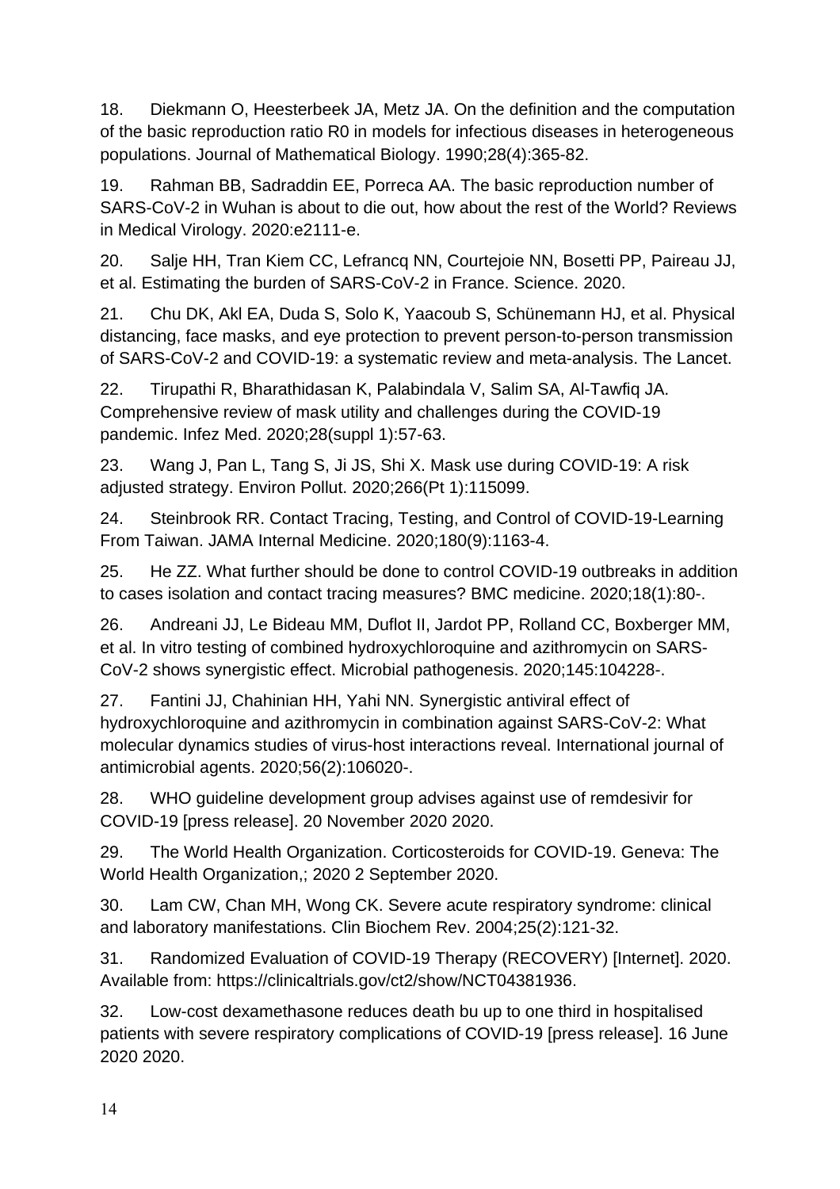18. Diekmann O, Heesterbeek JA, Metz JA. On the definition and the computation of the basic reproduction ratio R0 in models for infectious diseases in heterogeneous populations. Journal of Mathematical Biology. 1990;28(4):365-82.

19. Rahman BB, Sadraddin EE, Porreca AA. The basic reproduction number of SARS-CoV-2 in Wuhan is about to die out, how about the rest of the World? Reviews in Medical Virology. 2020:e2111-e.

20. Salje HH, Tran Kiem CC, Lefrancq NN, Courtejoie NN, Bosetti PP, Paireau JJ, et al. Estimating the burden of SARS-CoV-2 in France. Science. 2020.

21. Chu DK, Akl EA, Duda S, Solo K, Yaacoub S, Schünemann HJ, et al. Physical distancing, face masks, and eye protection to prevent person-to-person transmission of SARS-CoV-2 and COVID-19: a systematic review and meta-analysis. The Lancet.

22. Tirupathi R, Bharathidasan K, Palabindala V, Salim SA, Al-Tawfiq JA. Comprehensive review of mask utility and challenges during the COVID-19 pandemic. Infez Med. 2020;28(suppl 1):57-63.

23. Wang J, Pan L, Tang S, Ji JS, Shi X. Mask use during COVID-19: A risk adjusted strategy. Environ Pollut. 2020;266(Pt 1):115099.

24. Steinbrook RR. Contact Tracing, Testing, and Control of COVID-19-Learning From Taiwan. JAMA Internal Medicine. 2020;180(9):1163-4.

25. He ZZ. What further should be done to control COVID-19 outbreaks in addition to cases isolation and contact tracing measures? BMC medicine. 2020;18(1):80-.

26. Andreani JJ, Le Bideau MM, Duflot II, Jardot PP, Rolland CC, Boxberger MM, et al. In vitro testing of combined hydroxychloroquine and azithromycin on SARS-CoV-2 shows synergistic effect. Microbial pathogenesis. 2020;145:104228-.

27. Fantini JJ, Chahinian HH, Yahi NN. Synergistic antiviral effect of hydroxychloroquine and azithromycin in combination against SARS-CoV-2: What molecular dynamics studies of virus-host interactions reveal. International journal of antimicrobial agents. 2020;56(2):106020-.

28. WHO guideline development group advises against use of remdesivir for COVID-19 [press release]. 20 November 2020 2020.

29. The World Health Organization. Corticosteroids for COVID-19. Geneva: The World Health Organization,; 2020 2 September 2020.

30. Lam CW, Chan MH, Wong CK. Severe acute respiratory syndrome: clinical and laboratory manifestations. Clin Biochem Rev. 2004;25(2):121-32.

31. Randomized Evaluation of COVID-19 Therapy (RECOVERY) [Internet]. 2020. Available from: https://clinicaltrials.gov/ct2/show/NCT04381936.

32. Low-cost dexamethasone reduces death bu up to one third in hospitalised patients with severe respiratory complications of COVID-19 [press release]. 16 June 2020 2020.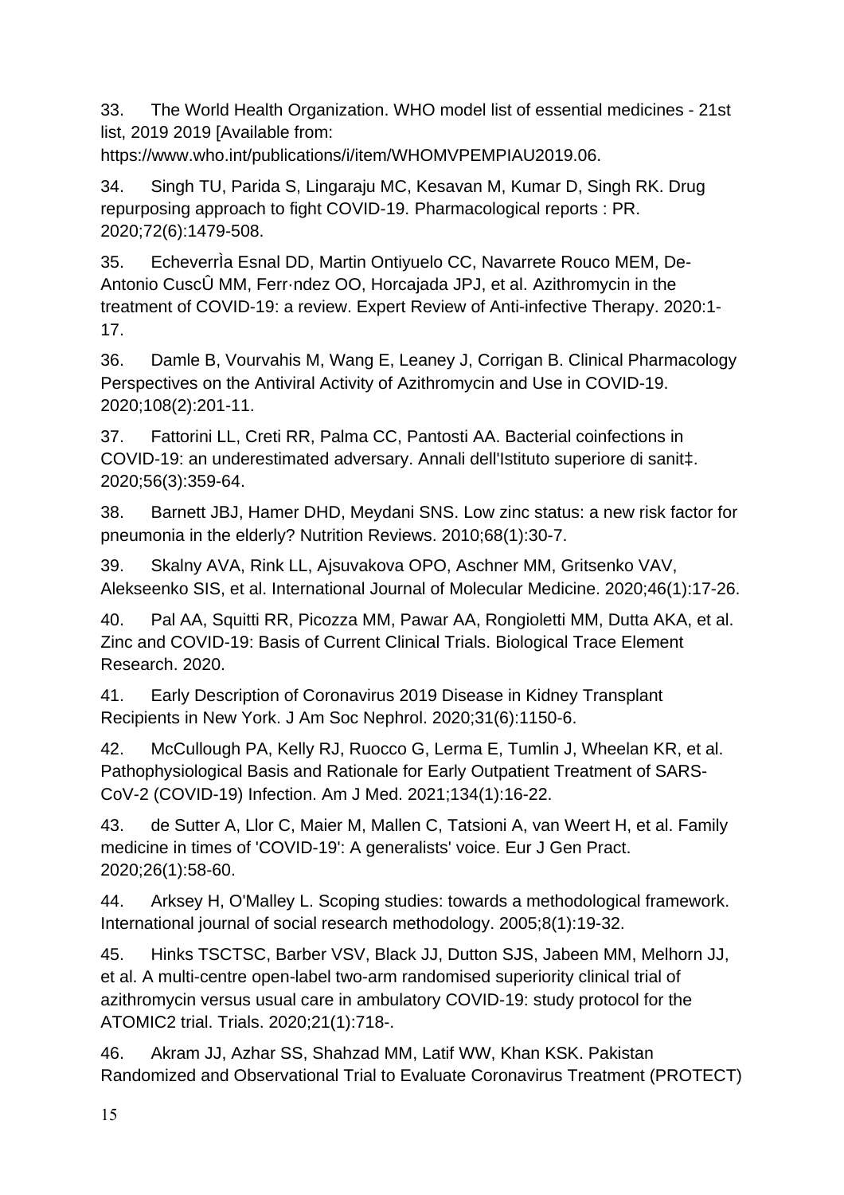33. The World Health Organization. WHO model list of essential medicines - 21st list, 2019 2019 [Available from: https://www.who.int/publications/i/item/WHOMVPEMPIAU2019.06.

34. Singh TU, Parida S, Lingaraju MC, Kesavan M, Kumar D, Singh RK. Drug repurposing approach to fight COVID-19. Pharmacological reports : PR. 2020;72(6):1479-508.

35. EcheverrÌa Esnal DD, Martin Ontiyuelo CC, Navarrete Rouco MEM, De-Antonio CuscÛ MM, Ferr·ndez OO, Horcajada JPJ, et al. Azithromycin in the treatment of COVID-19: a review. Expert Review of Anti-infective Therapy. 2020:1-17.

36. Damle B, Vourvahis M, Wang E, Leaney J, Corrigan B. Clinical Pharmacology Perspectives on the Antiviral Activity of Azithromycin and Use in COVID-19. 2020;108(2):201-11.

37. Fattorini LL, Creti RR, Palma CC, Pantosti AA. Bacterial coinfections in COVID-19: an underestimated adversary. Annali dell'Istituto superiore di sanit‡. 2020;56(3):359-64.

38. Barnett JBJ, Hamer DHD, Meydani SNS. Low zinc status: a new risk factor for pneumonia in the elderly? Nutrition Reviews. 2010;68(1):30-7.

39. Skalny AVA, Rink LL, Ajsuvakova OPO, Aschner MM, Gritsenko VAV, Alekseenko SIS, et al. International Journal of Molecular Medicine. 2020;46(1):17-26.

40. Pal AA, Squitti RR, Picozza MM, Pawar AA, Rongioletti MM, Dutta AKA, et al. Zinc and COVID-19: Basis of Current Clinical Trials. Biological Trace Element Research. 2020.

41. Early Description of Coronavirus 2019 Disease in Kidney Transplant Recipients in New York. J Am Soc Nephrol. 2020;31(6):1150-6.

42. McCullough PA, Kelly RJ, Ruocco G, Lerma E, Tumlin J, Wheelan KR, et al. Pathophysiological Basis and Rationale for Early Outpatient Treatment of SARS-CoV-2 (COVID-19) Infection. Am J Med. 2021;134(1):16-22.

43. de Sutter A, Llor C, Maier M, Mallen C, Tatsioni A, van Weert H, et al. Family medicine in times of 'COVID-19': A generalists' voice. Eur J Gen Pract. 2020;26(1):58-60.

44. Arksey H, O'Malley L. Scoping studies: towards a methodological framework. International journal of social research methodology. 2005;8(1):19-32.

45. Hinks TSCTSC, Barber VSV, Black JJ, Dutton SJS, Jabeen MM, Melhorn JJ, et al. A multi-centre open-label two-arm randomised superiority clinical trial of azithromycin versus usual care in ambulatory COVID-19: study protocol for the ATOMIC2 trial. Trials. 2020;21(1):718-.

46. Akram JJ, Azhar SS, Shahzad MM, Latif WW, Khan KSK. Pakistan Randomized and Observational Trial to Evaluate Coronavirus Treatment (PROTECT)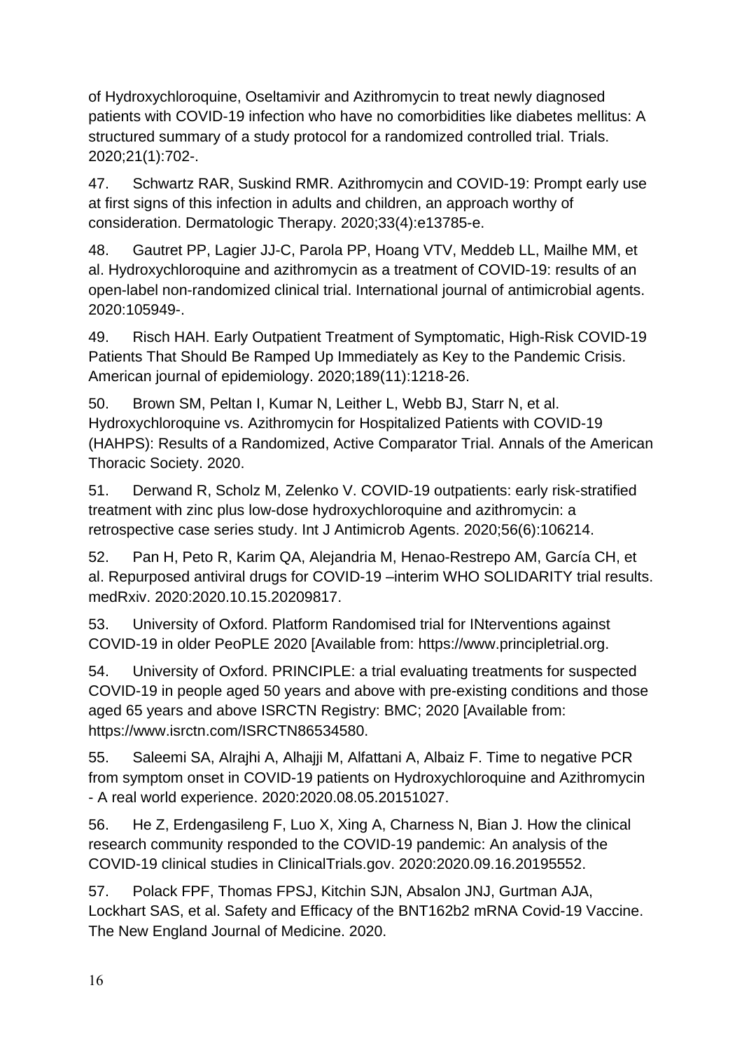of Hydroxychloroquine, Oseltamivir and Azithromycin to treat newly diagnosed patients with COVID-19 infection who have no comorbidities like diabetes mellitus: A structured summary of a study protocol for a randomized controlled trial. Trials. 2020;21(1):702-.

47. Schwartz RAR, Suskind RMR. Azithromycin and COVID-19: Prompt early use at first signs of this infection in adults and children, an approach worthy of consideration. Dermatologic Therapy. 2020;33(4):e13785-e.

48. Gautret PP, Lagier JJ-C, Parola PP, Hoang VTV, Meddeb LL, Mailhe MM, et al. Hydroxychloroquine and azithromycin as a treatment of COVID-19: results of an open-label non-randomized clinical trial. International journal of antimicrobial agents. 2020:105949-.

49. Risch HAH. Early Outpatient Treatment of Symptomatic, High-Risk COVID-19 Patients That Should Be Ramped Up Immediately as Key to the Pandemic Crisis. American journal of epidemiology. 2020;189(11):1218-26.

50. Brown SM, Peltan I, Kumar N, Leither L, Webb BJ, Starr N, et al. Hydroxychloroquine vs. Azithromycin for Hospitalized Patients with COVID-19 (HAHPS): Results of a Randomized, Active Comparator Trial. Annals of the American Thoracic Society. 2020.

51. Derwand R, Scholz M, Zelenko V. COVID-19 outpatients: early risk-stratified treatment with zinc plus low-dose hydroxychloroquine and azithromycin: a retrospective case series study. Int J Antimicrob Agents. 2020;56(6):106214.

52. Pan H, Peto R, Karim QA, Alejandria M, Henao-Restrepo AM, García CH, et al. Repurposed antiviral drugs for COVID-19 –interim WHO SOLIDARITY trial results. medRxiv. 2020:2020.10.15.20209817.

53. University of Oxford. Platform Randomised trial for INterventions against COVID-19 in older PeoPLE 2020 [Available from: https://www.principletrial.org.

54. University of Oxford. PRINCIPLE: a trial evaluating treatments for suspected COVID-19 in people aged 50 years and above with pre-existing conditions and those aged 65 years and above ISRCTN Registry: BMC; 2020 [Available from: https://www.isrctn.com/ISRCTN86534580.

55. Saleemi SA, Alrajhi A, Alhajji M, Alfattani A, Albaiz F. Time to negative PCR from symptom onset in COVID-19 patients on Hydroxychloroquine and Azithromycin - A real world experience. 2020:2020.08.05.20151027.

56. He Z, Erdengasileng F, Luo X, Xing A, Charness N, Bian J. How the clinical research community responded to the COVID-19 pandemic: An analysis of the COVID-19 clinical studies in ClinicalTrials.gov. 2020:2020.09.16.20195552.

57. Polack FPF, Thomas FPSJ, Kitchin SJN, Absalon JNJ, Gurtman AJA, Lockhart SAS, et al. Safety and Efficacy of the BNT162b2 mRNA Covid-19 Vaccine. The New England Journal of Medicine. 2020.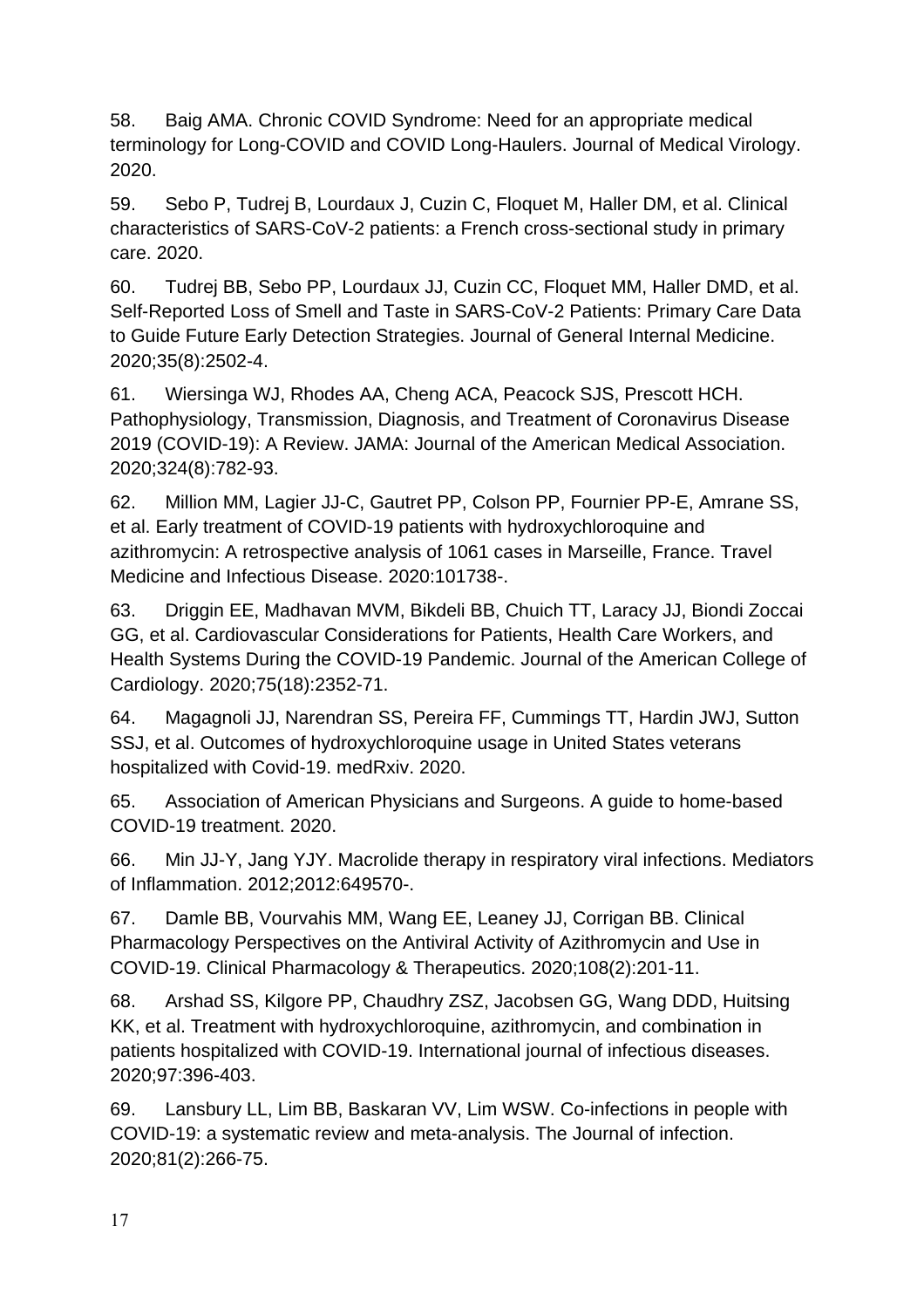58. Baig AMA. Chronic COVID Syndrome: Need for an appropriate medical terminology for Long-COVID and COVID Long-Haulers. Journal of Medical Virology. 2020.

59. Sebo P, Tudrej B, Lourdaux J, Cuzin C, Floquet M, Haller DM, et al. Clinical characteristics of SARS-CoV-2 patients: a French cross-sectional study in primary care. 2020.

60. Tudrej BB, Sebo PP, Lourdaux JJ, Cuzin CC, Floquet MM, Haller DMD, et al. Self-Reported Loss of Smell and Taste in SARS-CoV-2 Patients: Primary Care Data to Guide Future Early Detection Strategies. Journal of General Internal Medicine. 2020;35(8):2502-4.

61. Wiersinga WJ, Rhodes AA, Cheng ACA, Peacock SJS, Prescott HCH. Pathophysiology, Transmission, Diagnosis, and Treatment of Coronavirus Disease 2019 (COVID-19): A Review. JAMA: Journal of the American Medical Association. 2020;324(8):782-93.

62. Million MM, Lagier JJ-C, Gautret PP, Colson PP, Fournier PP-E, Amrane SS, et al. Early treatment of COVID-19 patients with hydroxychloroquine and azithromycin: A retrospective analysis of 1061 cases in Marseille, France. Travel Medicine and Infectious Disease. 2020:101738-.

63. Driggin EE, Madhavan MVM, Bikdeli BB, Chuich TT, Laracy JJ, Biondi Zoccai GG, et al. Cardiovascular Considerations for Patients, Health Care Workers, and Health Systems During the COVID-19 Pandemic. Journal of the American College of Cardiology. 2020;75(18):2352-71.

64. Magagnoli JJ, Narendran SS, Pereira FF, Cummings TT, Hardin JWJ, Sutton SSJ, et al. Outcomes of hydroxychloroquine usage in United States veterans hospitalized with Covid-19. medRxiv. 2020.

65. Association of American Physicians and Surgeons. A guide to home-based COVID-19 treatment. 2020.

66. Min JJ-Y, Jang YJY. Macrolide therapy in respiratory viral infections. Mediators of Inflammation. 2012;2012:649570-.

67. Damle BB, Vourvahis MM, Wang EE, Leaney JJ, Corrigan BB. Clinical Pharmacology Perspectives on the Antiviral Activity of Azithromycin and Use in COVID-19. Clinical Pharmacology & Therapeutics. 2020;108(2):201-11.

68. Arshad SS, Kilgore PP, Chaudhry ZSZ, Jacobsen GG, Wang DDD, Huitsing KK, et al. Treatment with hydroxychloroquine, azithromycin, and combination in patients hospitalized with COVID-19. International journal of infectious diseases. 2020;97:396-403.

69. Lansbury LL, Lim BB, Baskaran VV, Lim WSW. Co-infections in people with COVID-19: a systematic review and meta-analysis. The Journal of infection. 2020;81(2):266-75.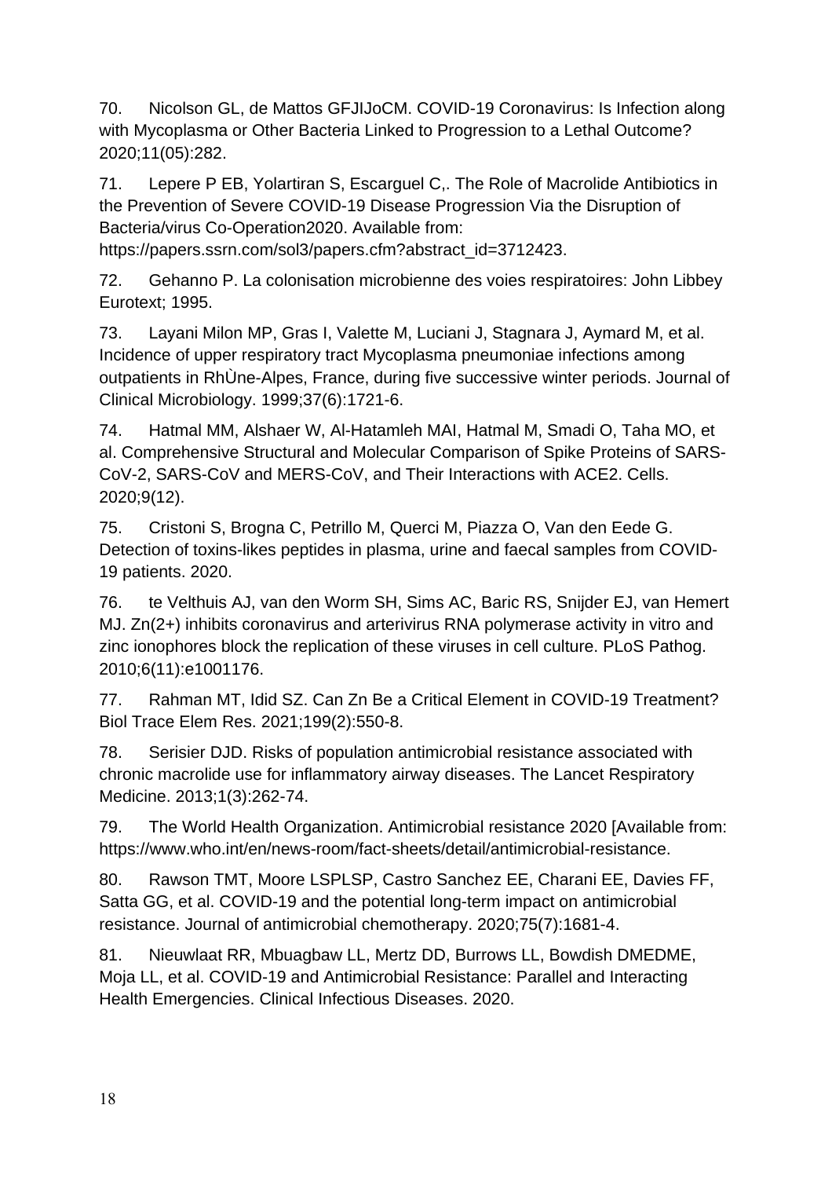70. Nicolson GL, de Mattos GFJIJoCM. COVID-19 Coronavirus: Is Infection along with Mycoplasma or Other Bacteria Linked to Progression to a Lethal Outcome? 2020;11(05):282.

71. Lepere P EB, Yolartiran S, Escarguel C,. The Role of Macrolide Antibiotics in the Prevention of Severe COVID-19 Disease Progression Via the Disruption of Bacteria/virus Co-Operation2020. Available from: https://papers.ssrn.com/sol3/papers.cfm?abstract_id=3712423.

72. Gehanno P. La colonisation microbienne des voies respiratoires: John Libbey Eurotext; 1995.

73. Layani Milon MP, Gras I, Valette M, Luciani J, Stagnara J, Aymard M, et al. Incidence of upper respiratory tract Mycoplasma pneumoniae infections among outpatients in RhÙne-Alpes, France, during five successive winter periods. Journal of Clinical Microbiology. 1999;37(6):1721-6.

74. Hatmal MM, Alshaer W, Al-Hatamleh MAI, Hatmal M, Smadi O, Taha MO, et al. Comprehensive Structural and Molecular Comparison of Spike Proteins of SARS-CoV-2, SARS-CoV and MERS-CoV, and Their Interactions with ACE2. Cells. 2020;9(12).

75. Cristoni S, Brogna C, Petrillo M, Querci M, Piazza O, Van den Eede G. Detection of toxins-likes peptides in plasma, urine and faecal samples from COVID-19 patients. 2020.

76. te Velthuis AJ, van den Worm SH, Sims AC, Baric RS, Snijder EJ, van Hemert MJ. Zn(2+) inhibits coronavirus and arterivirus RNA polymerase activity in vitro and zinc ionophores block the replication of these viruses in cell culture. PLoS Pathog. 2010;6(11):e1001176.

77. Rahman MT, Idid SZ. Can Zn Be a Critical Element in COVID-19 Treatment? Biol Trace Elem Res. 2021;199(2):550-8.

78. Serisier DJD. Risks of population antimicrobial resistance associated with chronic macrolide use for inflammatory airway diseases. The Lancet Respiratory Medicine. 2013;1(3):262-74.

79. The World Health Organization. Antimicrobial resistance 2020 [Available from: https://www.who.int/en/news-room/fact-sheets/detail/antimicrobial-resistance.

80. Rawson TMT, Moore LSPLSP, Castro Sanchez EE, Charani EE, Davies FF, Satta GG, et al. COVID-19 and the potential long-term impact on antimicrobial resistance. Journal of antimicrobial chemotherapy. 2020;75(7):1681-4.

81. Nieuwlaat RR, Mbuagbaw LL, Mertz DD, Burrows LL, Bowdish DMEDME, Moja LL, et al. COVID-19 and Antimicrobial Resistance: Parallel and Interacting Health Emergencies. Clinical Infectious Diseases. 2020.